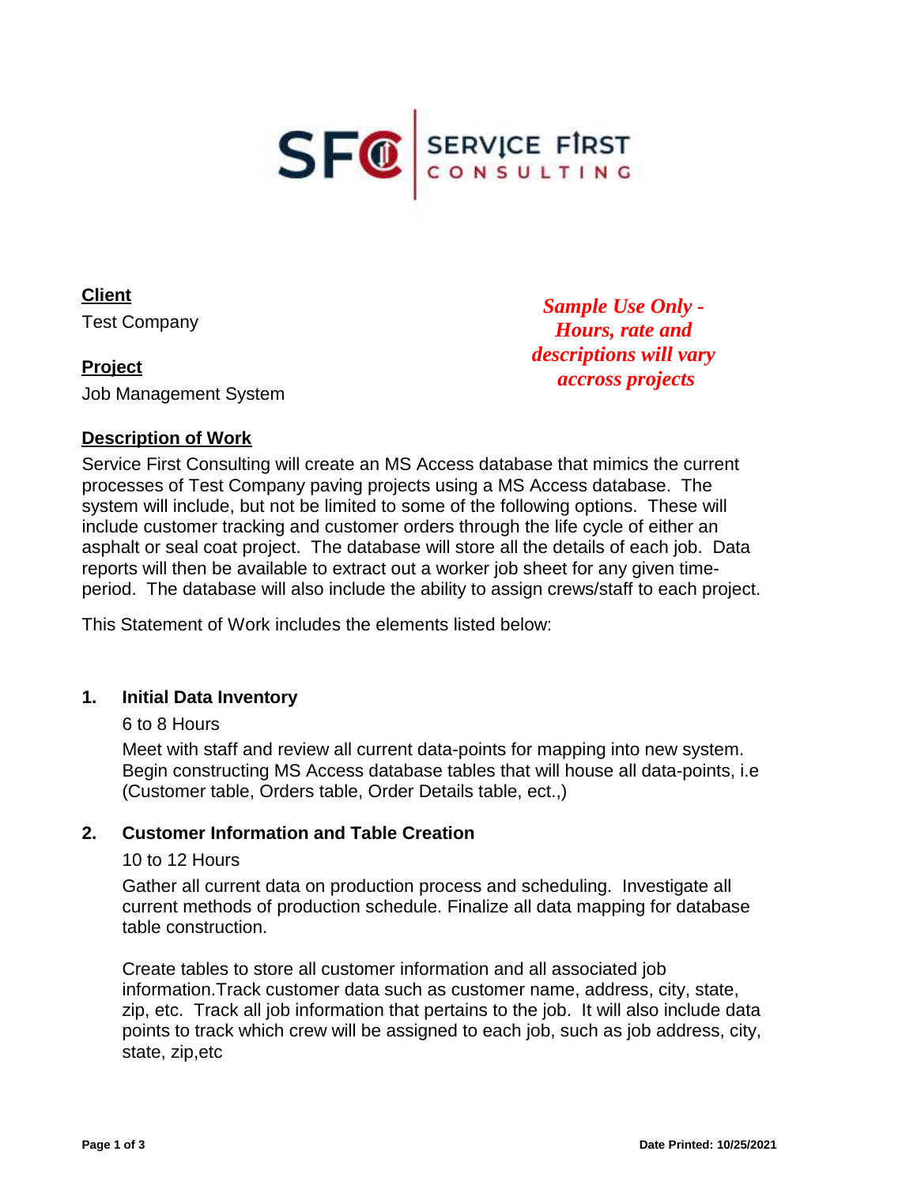SFC | SERVICE FIRST CONSULTING

**Client**

Test Company

**Project**

Job Management System

***Sample Use Only - Hours, rate and descriptions will vary accross projects***

**Description of Work**

Service First Consulting will create an MS Access database that mimics the current processes of Test Company paving projects using a MS Access database. The system will include, but not be limited to some of the following options. These will include customer tracking and customer orders through the life cycle of either an asphalt or seal coat project. The database will store all the details of each job. Data reports will then be available to extract out a worker job sheet for any given time-period. The database will also include the ability to assign crews/staff to each project.

This Statement of Work includes the elements listed below:

### 1. Initial Data Inventory

6 to 8 Hours

Meet with staff and review all current data-points for mapping into new system. Begin constructing MS Access database tables that will house all data-points, i.e (Customer table, Orders table, Order Details table, ect.,)

### 2. Customer Information and Table Creation

10 to 12 Hours

Gather all current data on production process and scheduling. Investigate all current methods of production schedule. Finalize all data mapping for database table construction.

Create tables to store all customer information and all associated job information.Track customer data such as customer name, address, city, state, zip, etc. Track all job information that pertains to the job. It will also include data points to track which crew will be assigned to each job, such as job address, city, state, zip,etc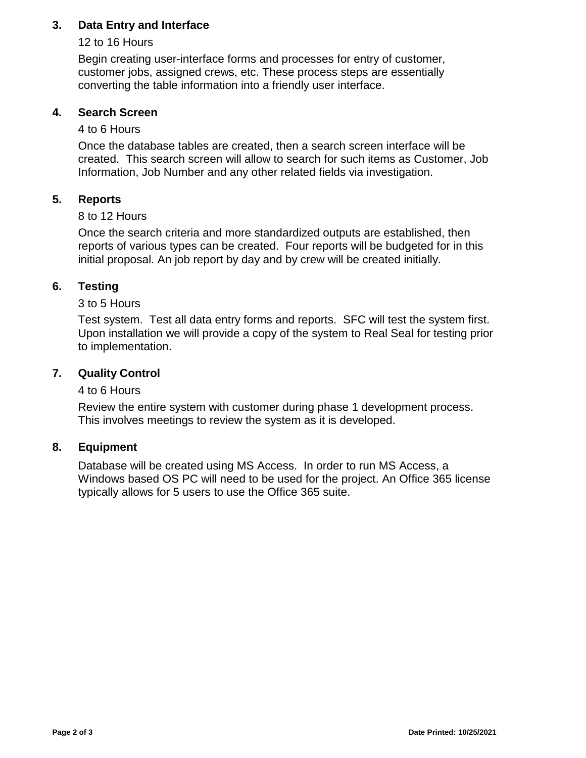### 3. Data Entry and Interface

12 to 16 Hours

Begin creating user-interface forms and processes for entry of customer, customer jobs, assigned crews, etc. These process steps are essentially converting the table information into a friendly user interface.

### 4. Search Screen

4 to 6 Hours

Once the database tables are created, then a search screen interface will be created. This search screen will allow to search for such items as Customer, Job Information, Job Number and any other related fields via investigation.

### 5. Reports

8 to 12 Hours

Once the search criteria and more standardized outputs are established, then reports of various types can be created. Four reports will be budgeted for in this initial proposal. An job report by day and by crew will be created initially.

### 6. Testing

3 to 5 Hours

Test system. Test all data entry forms and reports. SFC will test the system first. Upon installation we will provide a copy of the system to Real Seal for testing prior to implementation.

### 7. Quality Control

4 to 6 Hours

Review the entire system with customer during phase 1 development process. This involves meetings to review the system as it is developed.

### 8. Equipment

Database will be created using MS Access. In order to run MS Access, a Windows based OS PC will need to be used for the project. An Office 365 license typically allows for 5 users to use the Office 365 suite.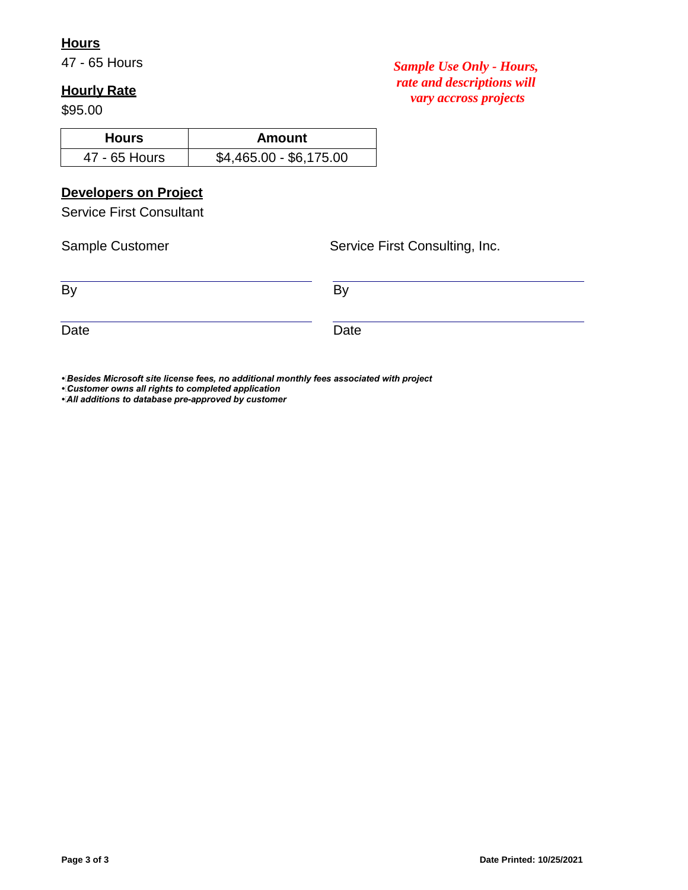**Hours**

47 - 65 Hours

***Sample Use Only - Hours, rate and descriptions will vary accross projects***

**Hourly Rate**

$95.00

| Hours | Amount |
|---|---|
| 47 - 65 Hours | $4,465.00 - $6,175.00 |

**Developers on Project**

Service First Consultant

| Sample Customer | Service First Consulting, Inc. |
|---|---|
| By | By |
| Date | Date |

- ***Besides Microsoft site license fees, no additional monthly fees associated with project***
- ***Customer owns all rights to completed application***
- ***All additions to database pre-approved by customer***

**Date Printed: 10/25/2021**